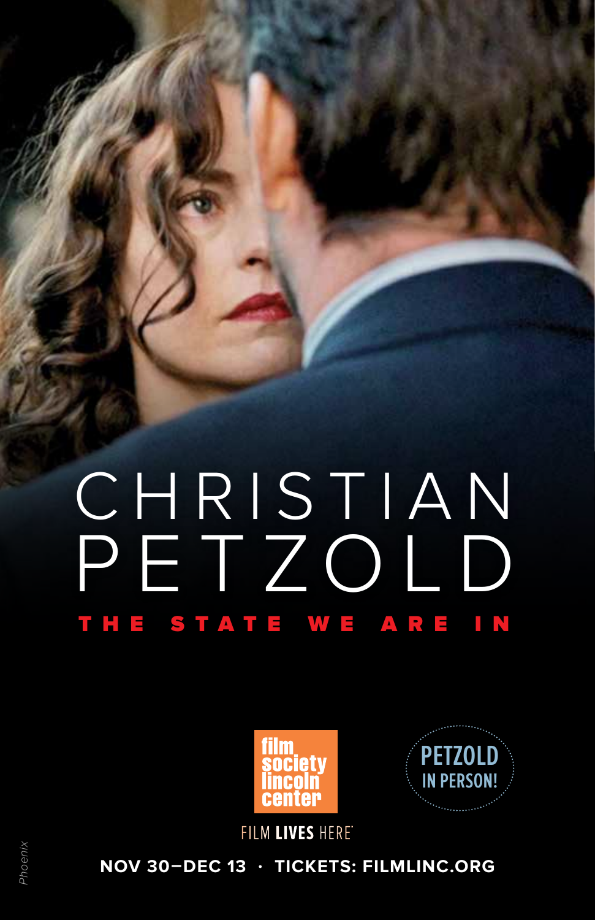# CHRISTIAN PETZOLD

## THE STATE WE ARE IN

film society lincoln center

PETZOLD IN PERSON!

FILM **LIVES** HERE

**NOV 30–DEC 13 · TICKETS: FILMLINC.ORG**

*Phoenix*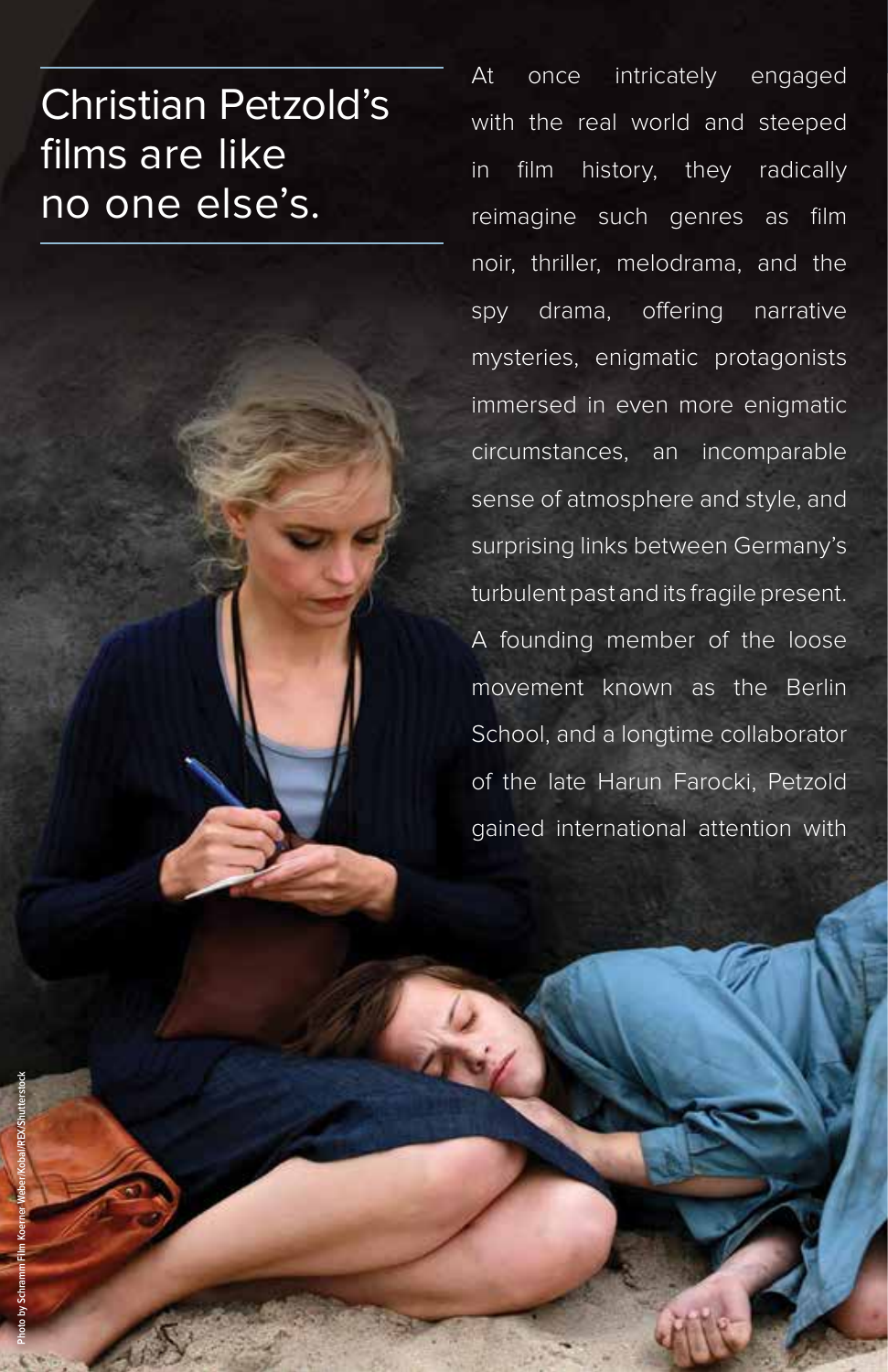## Christian Petzold's films are like no one else's.

At once intricately engaged with the real world and steeped in film history, they radically reimagine such genres as film noir, thriller, melodrama, and the spy drama, offering narrative mysteries, enigmatic protagonists immersed in even more enigmatic circumstances, an incomparable sense of atmosphere and style, and surprising links between Germany's turbulent past and its fragile present. A founding member of the loose movement known as the Berlin School, and a longtime collaborator of the late Harun Farocki, Petzold gained international attention with

Photo by Schramm Film Koerner Weber/Kobal/REX/Shutterstock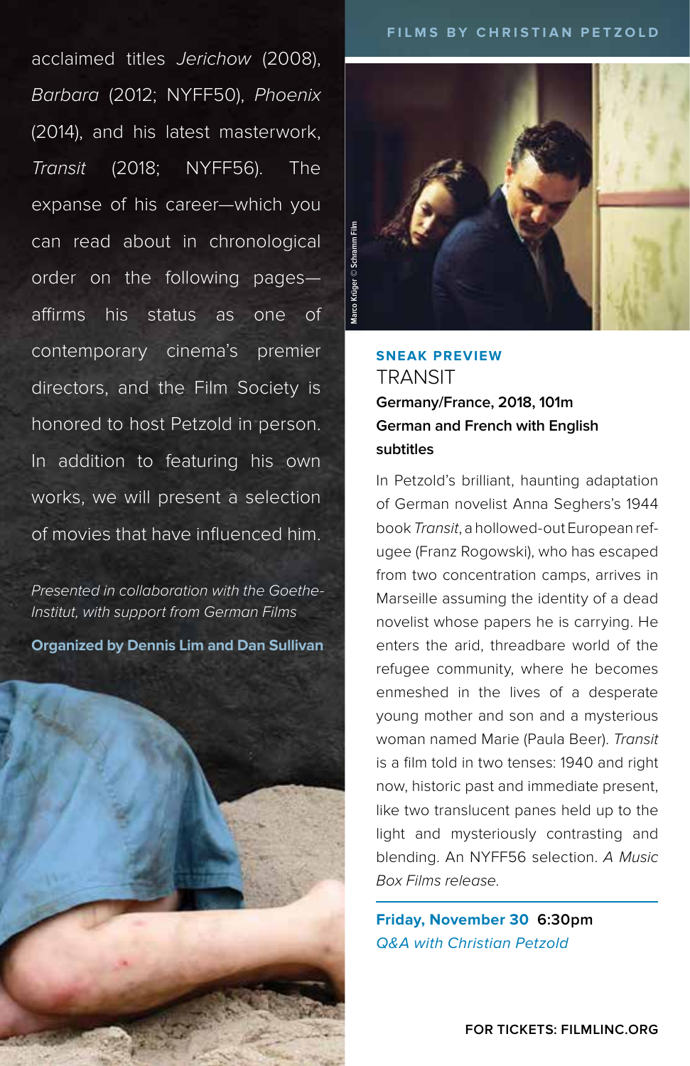acclaimed titles *Jerichow* (2008), *Barbara* (2012; NYFF50), *Phoenix* (2014), and his latest masterwork, *Transit* (2018; NYFF56). The expanse of his career—which you can read about in chronological order on the following pages—affirms his status as one of contemporary cinema's premier directors, and the Film Society is honored to host Petzold in person. In addition to featuring his own works, we will present a selection of movies that have influenced him.

*Presented in collaboration with the Goethe-Institut, with support from German Films*

**Organized by Dennis Lim and Dan Sullivan**

## FILMS BY CHRISTIAN PETZOLD

Marco Krüger © Schramm Film

**SNEAK PREVIEW**

### TRANSIT

**Germany/France, 2018, 101m**
**German and French with English subtitles**

In Petzold's brilliant, haunting adaptation of German novelist Anna Seghers's 1944 book *Transit*, a hollowed-out European refugee (Franz Rogowski), who has escaped from two concentration camps, arrives in Marseille assuming the identity of a dead novelist whose papers he is carrying. He enters the arid, threadbare world of the refugee community, where he becomes enmeshed in the lives of a desperate young mother and son and a mysterious woman named Marie (Paula Beer). *Transit* is a film told in two tenses: 1940 and right now, historic past and immediate present, like two translucent panes held up to the light and mysteriously contrasting and blending. An NYFF56 selection. *A Music Box Films release.*

**Friday, November 30 6:30pm**
*Q&A with Christian Petzold*

**FOR TICKETS: FILMLINC.ORG**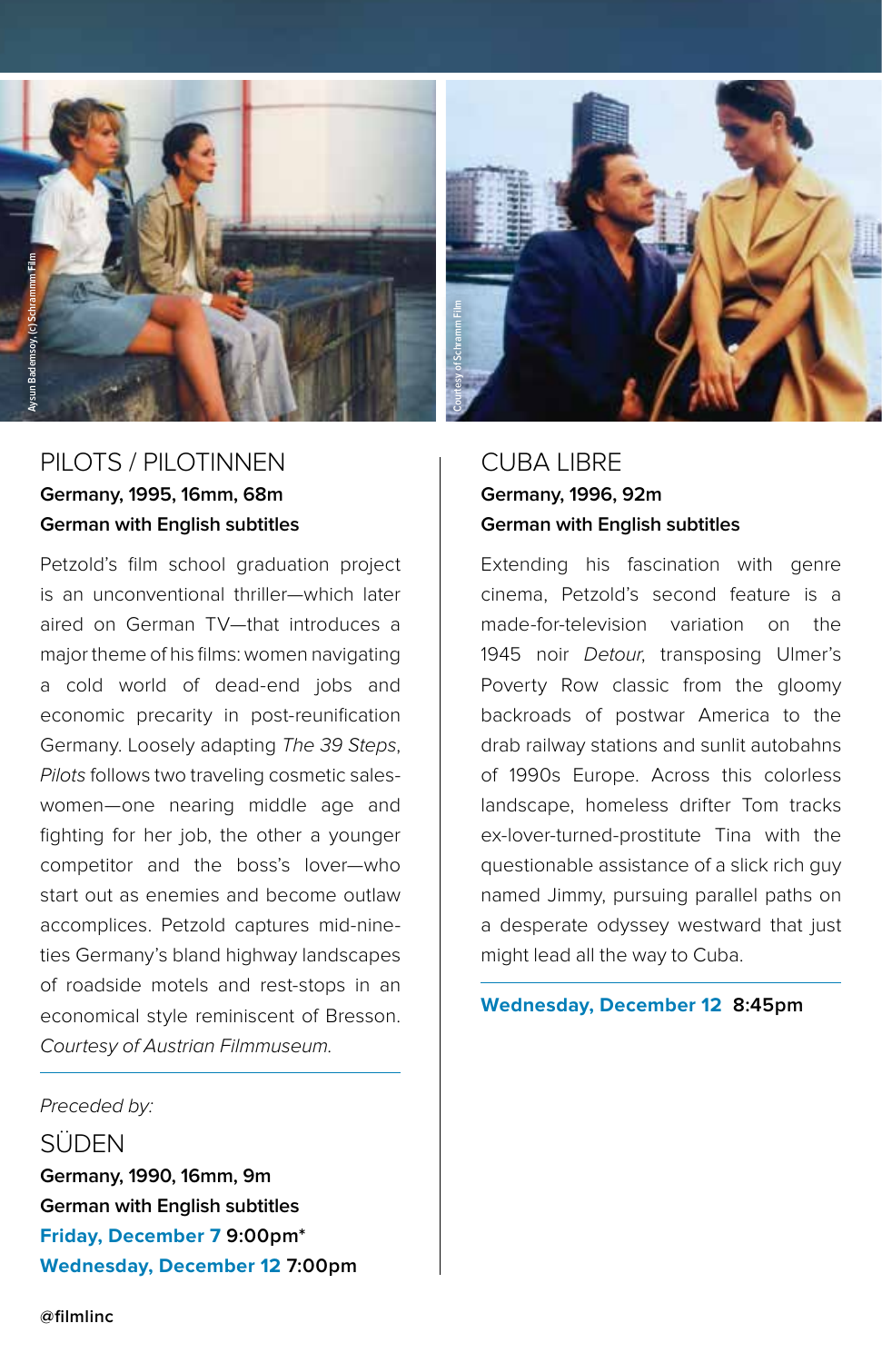Aysun Bademsoy, (c) Schramm Film

Courtesy of Schramm Film

## PILOTS / PILOTINNEN

**Germany, 1995, 16mm, 68m**
**German with English subtitles**

Petzold's film school graduation project is an unconventional thriller—which later aired on German TV—that introduces a major theme of his films: women navigating a cold world of dead-end jobs and economic precarity in post-reunification Germany. Loosely adapting *The 39 Steps*, *Pilots* follows two traveling cosmetic saleswomen—one nearing middle age and fighting for her job, the other a younger competitor and the boss's lover—who start out as enemies and become outlaw accomplices. Petzold captures mid-nineties Germany's bland highway landscapes of roadside motels and rest-stops in an economical style reminiscent of Bresson. *Courtesy of Austrian Filmmuseum.*

*Preceded by:*

## SÜDEN

**Germany, 1990, 16mm, 9m**
**German with English subtitles**

**Friday, December 7 9:00pm\***
**Wednesday, December 12 7:00pm**

## CUBA LIBRE

**Germany, 1996, 92m**
**German with English subtitles**

Extending his fascination with genre cinema, Petzold's second feature is a made-for-television variation on the 1945 noir *Detour*, transposing Ulmer's Poverty Row classic from the gloomy backroads of postwar America to the drab railway stations and sunlit autobahns of 1990s Europe. Across this colorless landscape, homeless drifter Tom tracks ex-lover-turned-prostitute Tina with the questionable assistance of a slick rich guy named Jimmy, pursuing parallel paths on a desperate odyssey westward that just might lead all the way to Cuba.

**Wednesday, December 12 8:45pm**

@filmlinc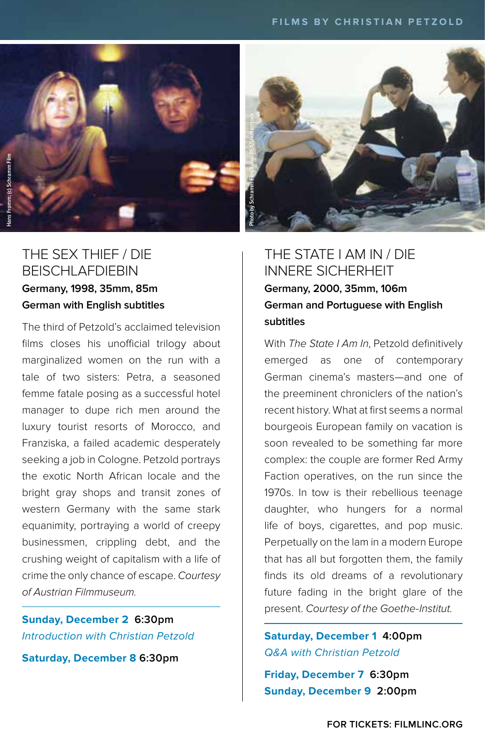## THE SEX THIEF / DIE BEISCHLAFDIEBIN

**Germany, 1998, 35mm, 85m**

**German with English subtitles**

The third of Petzold's acclaimed television films closes his unofficial trilogy about marginalized women on the run with a tale of two sisters: Petra, a seasoned femme fatale posing as a successful hotel manager to dupe rich men around the luxury tourist resorts of Morocco, and Franziska, a failed academic desperately seeking a job in Cologne. Petzold portrays the exotic North African locale and the bright gray shops and transit zones of western Germany with the same stark equanimity, portraying a world of creepy businessmen, crippling debt, and the crushing weight of capitalism with a life of crime the only chance of escape. *Courtesy of Austrian Filmmuseum.*

**Sunday, December 2** **6:30pm**
*Introduction with Christian Petzold*

**Saturday, December 8** **6:30pm**

## THE STATE I AM IN / DIE INNERE SICHERHEIT

**Germany, 2000, 35mm, 106m**

**German and Portuguese with English subtitles**

With *The State I Am In*, Petzold definitively emerged as one of contemporary German cinema's masters—and one of the preeminent chroniclers of the nation's recent history. What at first seems a normal bourgeois European family on vacation is soon revealed to be something far more complex: the couple are former Red Army Faction operatives, on the run since the 1970s. In tow is their rebellious teenage daughter, who hungers for a normal life of boys, cigarettes, and pop music. Perpetually on the lam in a modern Europe that has all but forgotten them, the family finds its old dreams of a revolutionary future fading in the bright glare of the present. *Courtesy of the Goethe-Institut.*

**Saturday, December 1** **4:00pm**
*Q&A with Christian Petzold*

**Friday, December 7** **6:30pm**

**Sunday, December 9** **2:00pm**

**FOR TICKETS: FILMLINC.ORG**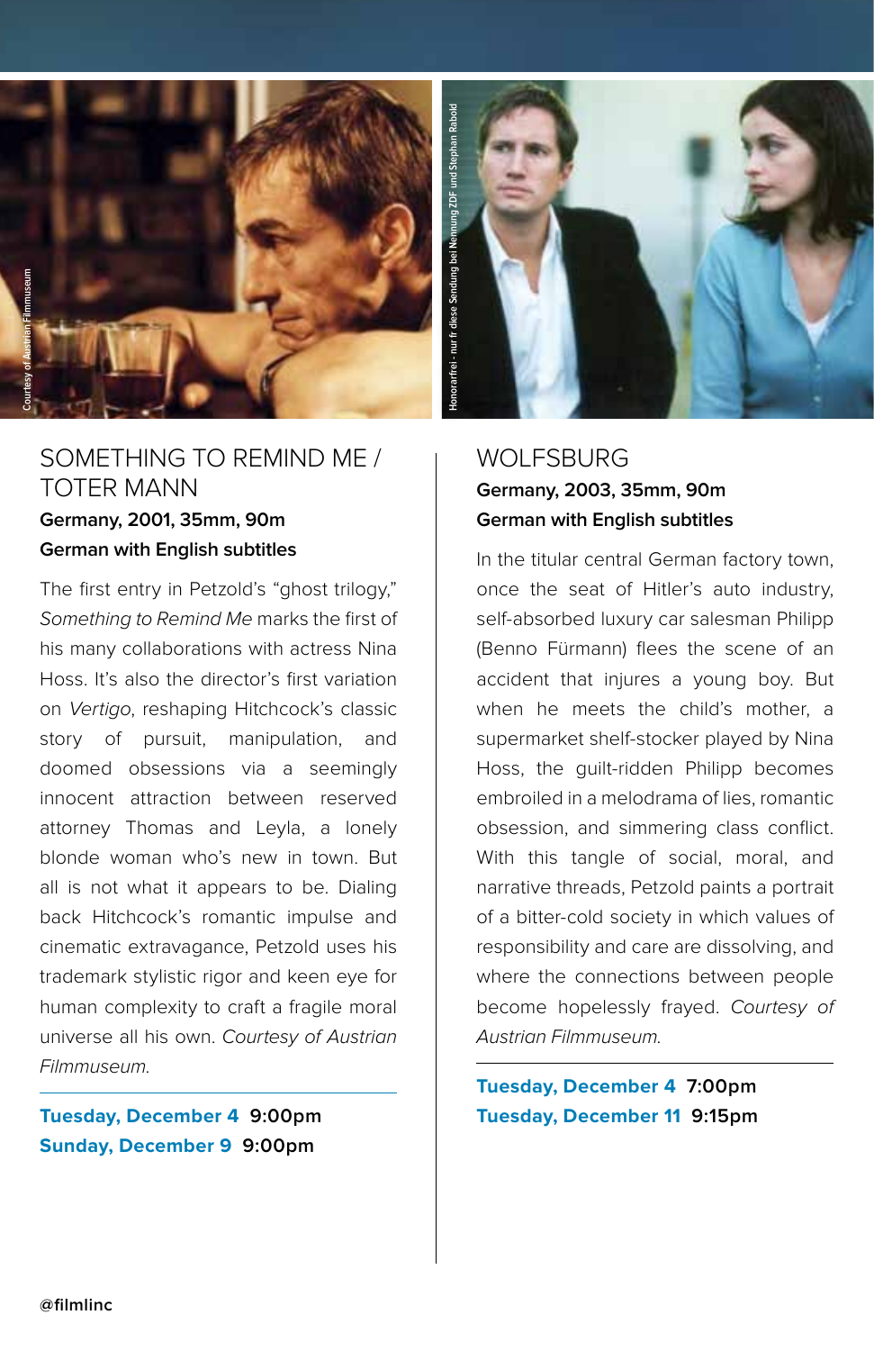## SOMETHING TO REMIND ME / TOTER MANN

**Germany, 2001, 35mm, 90m**
**German with English subtitles**

The first entry in Petzold's "ghost trilogy," *Something to Remind Me* marks the first of his many collaborations with actress Nina Hoss. It's also the director's first variation on *Vertigo*, reshaping Hitchcock's classic story of pursuit, manipulation, and doomed obsessions via a seemingly innocent attraction between reserved attorney Thomas and Leyla, a lonely blonde woman who's new in town. But all is not what it appears to be. Dialing back Hitchcock's romantic impulse and cinematic extravagance, Petzold uses his trademark stylistic rigor and keen eye for human complexity to craft a fragile moral universe all his own. *Courtesy of Austrian Filmmuseum.*

**Tuesday, December 4** 9:00pm
**Sunday, December 9** 9:00pm

## WOLFSBURG

**Germany, 2003, 35mm, 90m**
**German with English subtitles**

In the titular central German factory town, once the seat of Hitler's auto industry, self-absorbed luxury car salesman Philipp (Benno Fürmann) flees the scene of an accident that injures a young boy. But when he meets the child's mother, a supermarket shelf-stocker played by Nina Hoss, the guilt-ridden Philipp becomes embroiled in a melodrama of lies, romantic obsession, and simmering class conflict. With this tangle of social, moral, and narrative threads, Petzold paints a portrait of a bitter-cold society in which values of responsibility and care are dissolving, and where the connections between people become hopelessly frayed. *Courtesy of Austrian Filmmuseum.*

**Tuesday, December 4** 7:00pm
**Tuesday, December 11** 9:15pm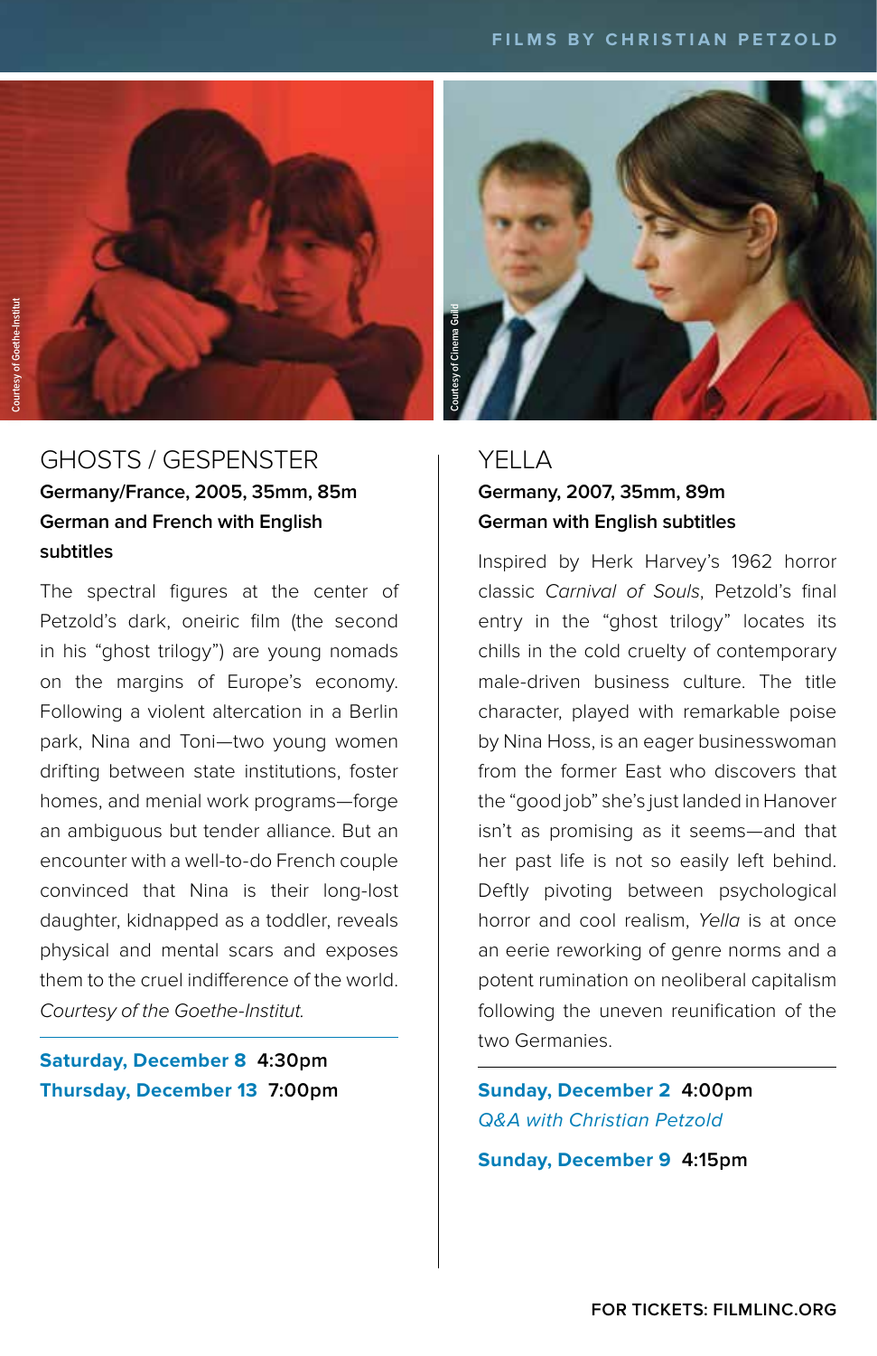Courtesy of Goethe-Institut

Courtesy of Cinema Guild

## GHOSTS / GESPENSTER

**Germany/France, 2005, 35mm, 85m**
**German and French with English subtitles**

The spectral figures at the center of Petzold's dark, oneiric film (the second in his "ghost trilogy") are young nomads on the margins of Europe's economy. Following a violent altercation in a Berlin park, Nina and Toni—two young women drifting between state institutions, foster homes, and menial work programs—forge an ambiguous but tender alliance. But an encounter with a well-to-do French couple convinced that Nina is their long-lost daughter, kidnapped as a toddler, reveals physical and mental scars and exposes them to the cruel indifference of the world. *Courtesy of the Goethe-Institut.*

**Saturday, December 8** **4:30pm**
**Thursday, December 13** **7:00pm**

## YELLA

**Germany, 2007, 35mm, 89m**
**German with English subtitles**

Inspired by Herk Harvey's 1962 horror classic *Carnival of Souls*, Petzold's final entry in the "ghost trilogy" locates its chills in the cold cruelty of contemporary male-driven business culture. The title character, played with remarkable poise by Nina Hoss, is an eager businesswoman from the former East who discovers that the "good job" she's just landed in Hanover isn't as promising as it seems—and that her past life is not so easily left behind. Deftly pivoting between psychological horror and cool realism, *Yella* is at once an eerie reworking of genre norms and a potent rumination on neoliberal capitalism following the uneven reunification of the two Germanies.

**Sunday, December 2** **4:00pm**
*Q&A with Christian Petzold*

**Sunday, December 9** **4:15pm**

**FOR TICKETS: FILMLINC.ORG**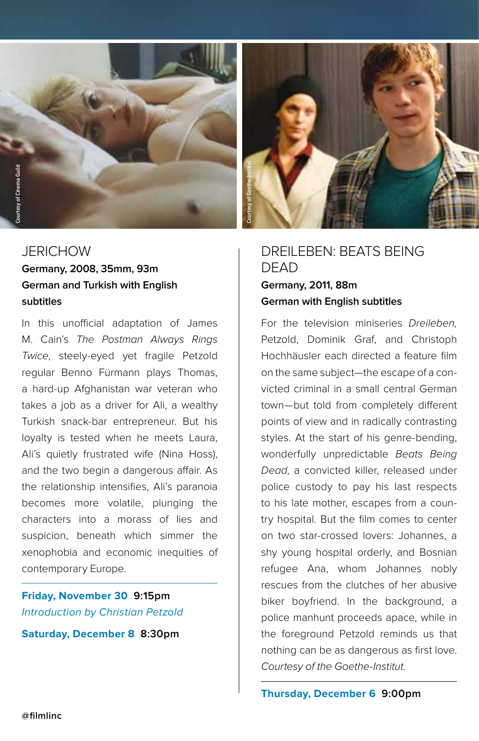Courtesy of Cinema Guild

Courtesy of Goethe-Institut

## JERICHOW

**Germany, 2008, 35mm, 93m**
**German and Turkish with English subtitles**

In this unofficial adaptation of James M. Cain's *The Postman Always Rings Twice*, steely-eyed yet fragile Petzold regular Benno Fürmann plays Thomas, a hard-up Afghanistan war veteran who takes a job as a driver for Ali, a wealthy Turkish snack-bar entrepreneur. But his loyalty is tested when he meets Laura, Ali's quietly frustrated wife (Nina Hoss), and the two begin a dangerous affair. As the relationship intensifies, Ali's paranoia becomes more volatile, plunging the characters into a morass of lies and suspicion, beneath which simmer the xenophobia and economic inequities of contemporary Europe.

**Friday, November 30** **9:15pm**
*Introduction by Christian Petzold*

**Saturday, December 8** **8:30pm**

## DREILEBEN: BEATS BEING DEAD

**Germany, 2011, 88m**
**German with English subtitles**

For the television miniseries *Dreileben,* Petzold, Dominik Graf, and Christoph Hochhäusler each directed a feature film on the same subject—the escape of a convicted criminal in a small central German town—but told from completely different points of view and in radically contrasting styles. At the start of his genre-bending, wonderfully unpredictable *Beats Being Dead*, a convicted killer, released under police custody to pay his last respects to his late mother, escapes from a country hospital. But the film comes to center on two star-crossed lovers: Johannes, a shy young hospital orderly, and Bosnian refugee Ana, whom Johannes nobly rescues from the clutches of her abusive biker boyfriend. In the background, a police manhunt proceeds apace, while in the foreground Petzold reminds us that nothing can be as dangerous as first love. *Courtesy of the Goethe-Institut.*

**Thursday, December 6** **9:00pm**

@filmlinc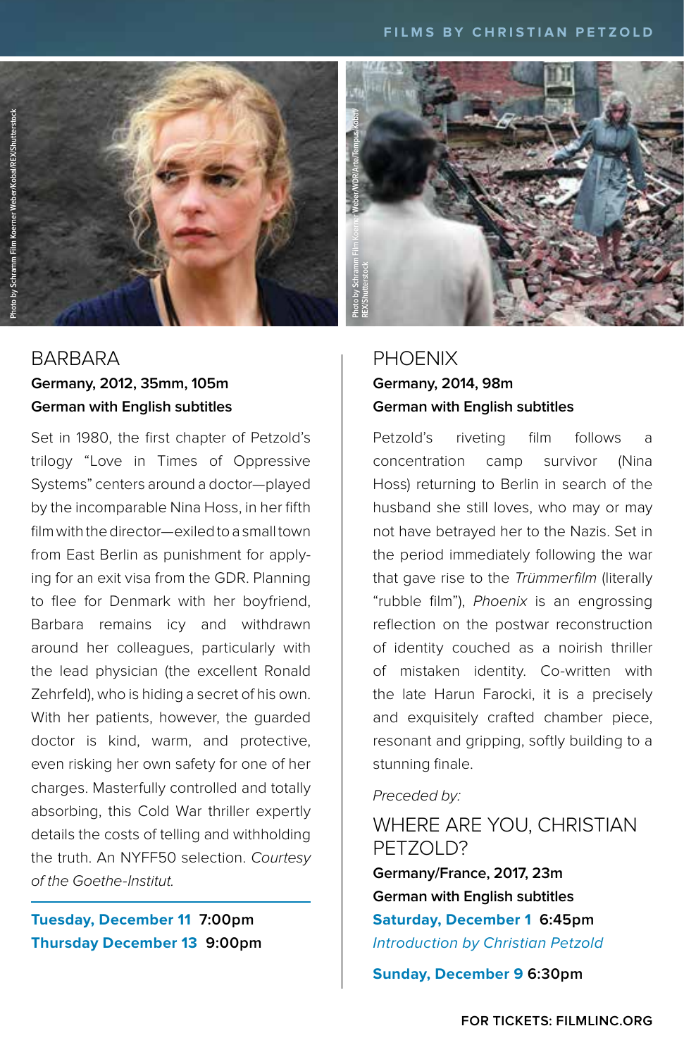## BARBARA

**Germany, 2012, 35mm, 105m**
**German with English subtitles**

Set in 1980, the first chapter of Petzold's trilogy "Love in Times of Oppressive Systems" centers around a doctor—played by the incomparable Nina Hoss, in her fifth film with the director—exiled to a small town from East Berlin as punishment for applying for an exit visa from the GDR. Planning to flee for Denmark with her boyfriend, Barbara remains icy and withdrawn around her colleagues, particularly with the lead physician (the excellent Ronald Zehrfeld), who is hiding a secret of his own. With her patients, however, the guarded doctor is kind, warm, and protective, even risking her own safety for one of her charges. Masterfully controlled and totally absorbing, this Cold War thriller expertly details the costs of telling and withholding the truth. An NYFF50 selection. *Courtesy of the Goethe-Institut.*

**Tuesday, December 11 7:00pm**
**Thursday December 13 9:00pm**

## PHOENIX

**Germany, 2014, 98m**
**German with English subtitles**

Petzold's riveting film follows a concentration camp survivor (Nina Hoss) returning to Berlin in search of the husband she still loves, who may or may not have betrayed her to the Nazis. Set in the period immediately following the war that gave rise to the *Trümmerfilm* (literally "rubble film"), *Phoenix* is an engrossing reflection on the postwar reconstruction of identity couched as a noirish thriller of mistaken identity. Co-written with the late Harun Farocki, it is a precisely and exquisitely crafted chamber piece, resonant and gripping, softly building to a stunning finale.

*Preceded by:*

## WHERE ARE YOU, CHRISTIAN PETZOLD?

**Germany/France, 2017, 23m**
**German with English subtitles**

**Saturday, December 1 6:45pm**
*Introduction by Christian Petzold*

**Sunday, December 9 6:30pm**

FOR TICKETS: FILMLINC.ORG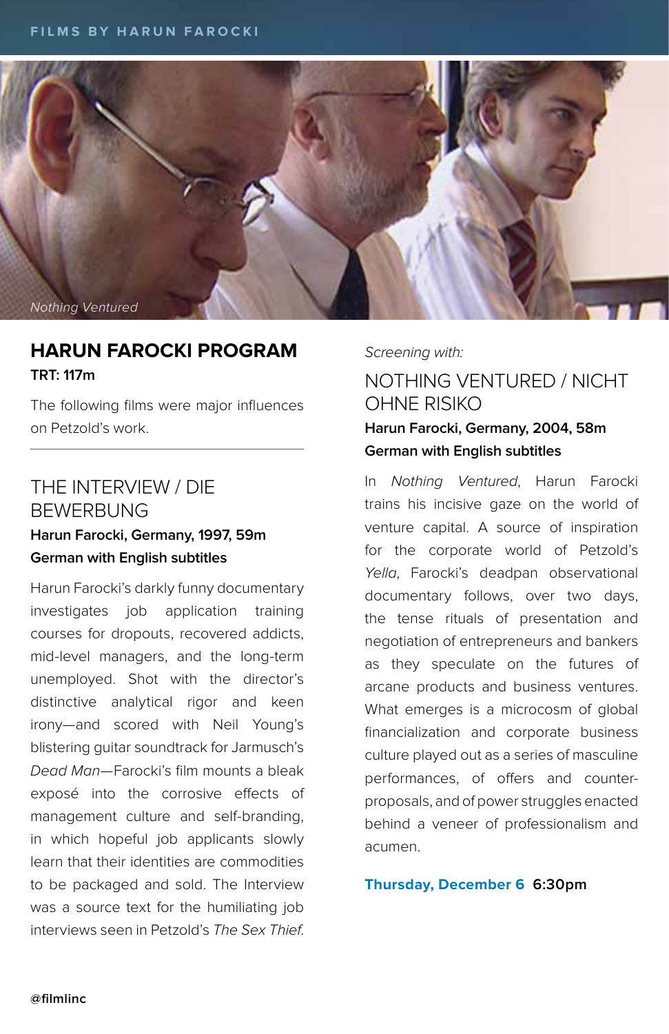*Nothing Ventured*

## HARUN FAROCKI PROGRAM

**TRT: 117m**

The following films were major influences on Petzold's work.

---

### THE INTERVIEW / DIE BEWERBUNG

**Harun Farocki, Germany, 1997, 59m**
**German with English subtitles**

Harun Farocki's darkly funny documentary investigates job application training courses for dropouts, recovered addicts, mid-level managers, and the long-term unemployed. Shot with the director's distinctive analytical rigor and keen irony—and scored with Neil Young's blistering guitar soundtrack for Jarmusch's *Dead Man*—Farocki's film mounts a bleak exposé into the corrosive effects of management culture and self-branding, in which hopeful job applicants slowly learn that their identities are commodities to be packaged and sold. The Interview was a source text for the humiliating job interviews seen in Petzold's *The Sex Thief.*

*Screening with:*

### NOTHING VENTURED / NICHT OHNE RISIKO

**Harun Farocki, Germany, 2004, 58m**
**German with English subtitles**

In *Nothing Ventured*, Harun Farocki trains his incisive gaze on the world of venture capital. A source of inspiration for the corporate world of Petzold's *Yella*, Farocki's deadpan observational documentary follows, over two days, the tense rituals of presentation and negotiation of entrepreneurs and bankers as they speculate on the futures of arcane products and business ventures. What emerges is a microcosm of global financialization and corporate business culture played out as a series of masculine performances, of offers and counter-proposals, and of power struggles enacted behind a veneer of professionalism and acumen.

**Thursday, December 6 6:30pm**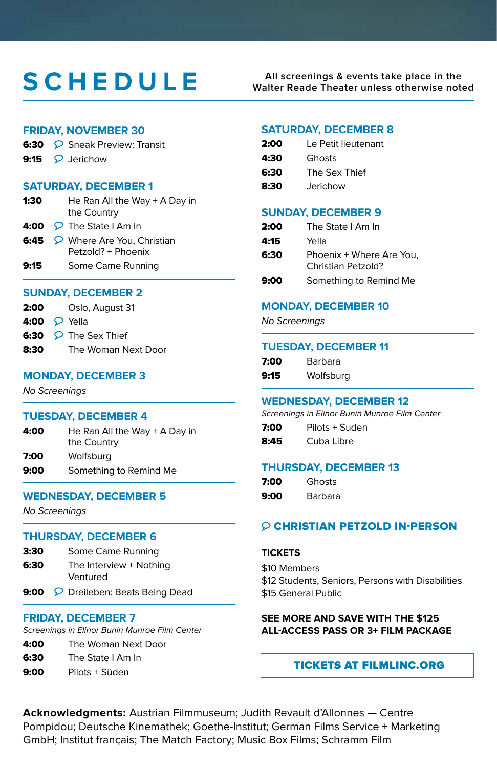# SCHEDULE

All screenings & events take place in the Walter Reade Theater unless otherwise noted

## FRIDAY, NOVEMBER 30

**6:30** 💬 Sneak Preview: Transit
**9:15** 💬 Jerichow

## SATURDAY, DECEMBER 1

**1:30** He Ran All the Way + A Day in the Country
**4:00** 💬 The State I Am In
**6:45** 💬 Where Are You, Christian Petzold? + Phoenix
**9:15** Some Came Running

## SUNDAY, DECEMBER 2

**2:00** Oslo, August 31
**4:00** 💬 Yella
**6:30** 💬 The Sex Thief
**8:30** The Woman Next Door

## MONDAY, DECEMBER 3

*No Screenings*

## TUESDAY, DECEMBER 4

**4:00** He Ran All the Way + A Day in the Country
**7:00** Wolfsburg
**9:00** Something to Remind Me

## WEDNESDAY, DECEMBER 5

*No Screenings*

## THURSDAY, DECEMBER 6

**3:30** Some Came Running
**6:30** The Interview + Nothing Ventured
**9:00** 💬 Dreileben: Beats Being Dead

## FRIDAY, DECEMBER 7

*Screenings in Elinor Bunin Munroe Film Center*

**4:00** The Woman Next Door
**6:30** The State I Am In
**9:00** Pilots + Süden

## SATURDAY, DECEMBER 8

**2:00** Le Petit lieutenant
**4:30** Ghosts
**6:30** The Sex Thief
**8:30** Jerichow

## SUNDAY, DECEMBER 9

**2:00** The State I Am In
**4:15** Yella
**6:30** Phoenix + Where Are You, Christian Petzold?
**9:00** Something to Remind Me

## MONDAY, DECEMBER 10

*No Screenings*

## TUESDAY, DECEMBER 11

**7:00** Barbara
**9:15** Wolfsburg

## WEDNESDAY, DECEMBER 12

*Screenings in Elinor Bunin Munroe Film Center*

**7:00** Pilots + Suden
**8:45** Cuba Libre

## THURSDAY, DECEMBER 13

**7:00** Ghosts
**9:00** Barbara

## 💬 CHRISTIAN PETZOLD IN-PERSON

**TICKETS**

$10 Members
$12 Students, Seniors, Persons with Disabilities
$15 General Public

**SEE MORE AND SAVE WITH THE $125 ALL-ACCESS PASS OR 3+ FILM PACKAGE**

**TICKETS AT FILMLINC.ORG**

**Acknowledgments:** Austrian Filmmuseum; Judith Revault d'Allonnes — Centre Pompidou; Deutsche Kinemathek; Goethe-Institut; German Films Service + Marketing GmbH; Institut français; The Match Factory; Music Box Films; Schramm Film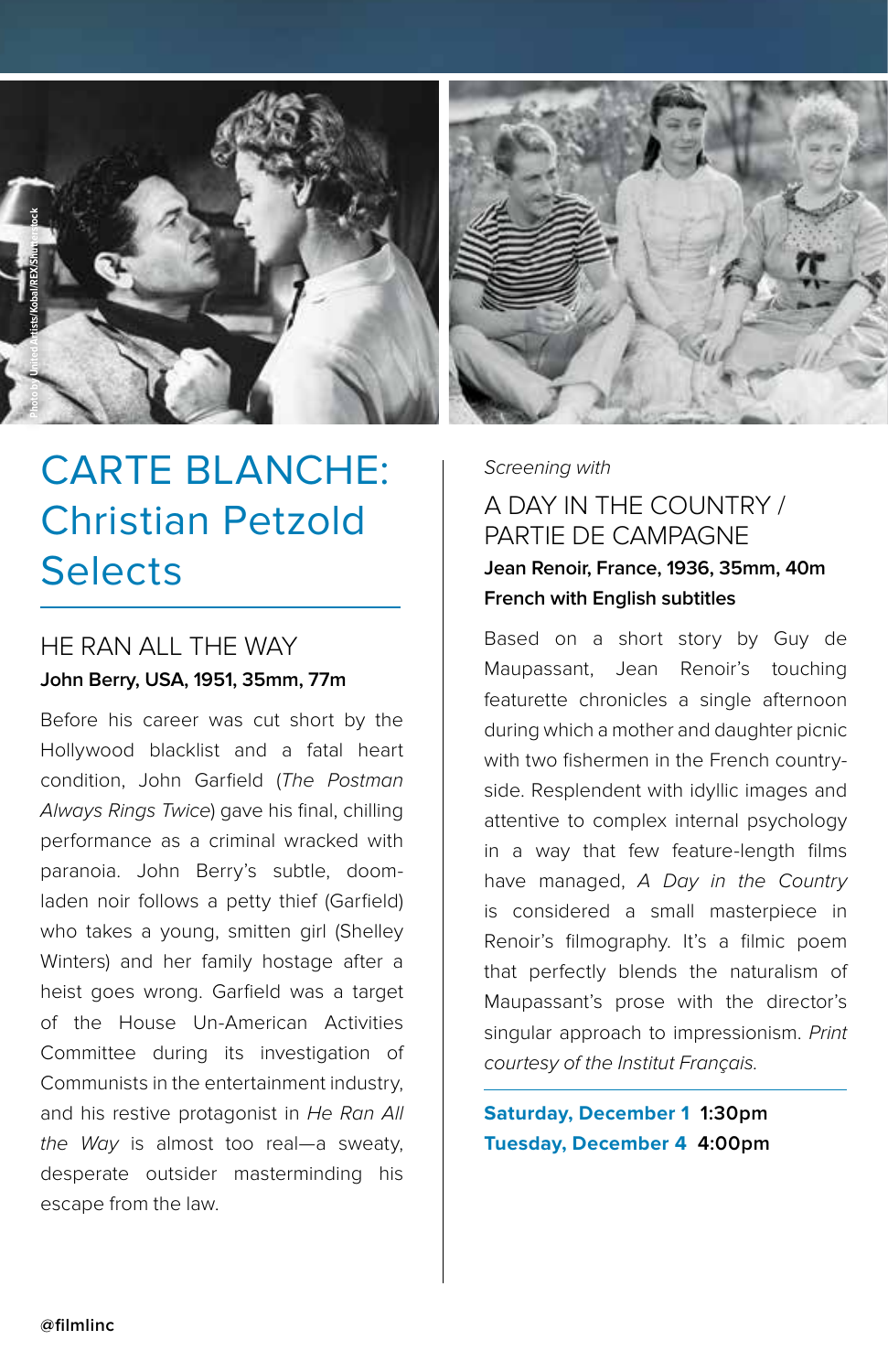# CARTE BLANCHE: Christian Petzold Selects

## HE RAN ALL THE WAY

**John Berry, USA, 1951, 35mm, 77m**

Before his career was cut short by the Hollywood blacklist and a fatal heart condition, John Garfield (*The Postman Always Rings Twice*) gave his final, chilling performance as a criminal wracked with paranoia. John Berry's subtle, doom-laden noir follows a petty thief (Garfield) who takes a young, smitten girl (Shelley Winters) and her family hostage after a heist goes wrong. Garfield was a target of the House Un-American Activities Committee during its investigation of Communists in the entertainment industry, and his restive protagonist in *He Ran All the Way* is almost too real—a sweaty, desperate outsider masterminding his escape from the law.

*Screening with*

## A DAY IN THE COUNTRY / PARTIE DE CAMPAGNE

**Jean Renoir, France, 1936, 35mm, 40m**
**French with English subtitles**

Based on a short story by Guy de Maupassant, Jean Renoir's touching featurette chronicles a single afternoon during which a mother and daughter picnic with two fishermen in the French countryside. Resplendent with idyllic images and attentive to complex internal psychology in a way that few feature-length films have managed, *A Day in the Country* is considered a small masterpiece in Renoir's filmography. It's a filmic poem that perfectly blends the naturalism of Maupassant's prose with the director's singular approach to impressionism. *Print courtesy of the Institut Français.*

**Saturday, December 1** **1:30pm**
**Tuesday, December 4** **4:00pm**

Photo by United Artists/Kobal/REX/Shutterstock

@filmlinc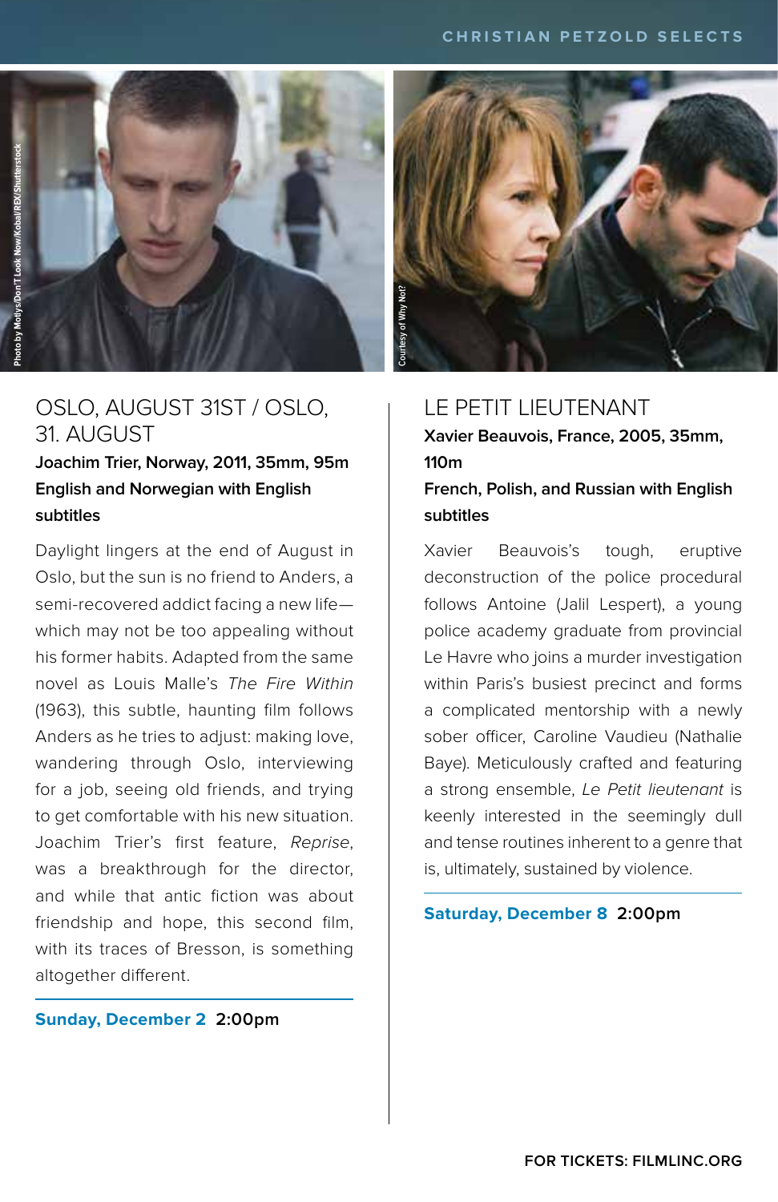## OSLO, AUGUST 31ST / OSLO, 31. AUGUST

**Joachim Trier, Norway, 2011, 35mm, 95m**
**English and Norwegian with English subtitles**

Daylight lingers at the end of August in Oslo, but the sun is no friend to Anders, a semi-recovered addict facing a new life—which may not be too appealing without his former habits. Adapted from the same novel as Louis Malle's *The Fire Within* (1963), this subtle, haunting film follows Anders as he tries to adjust: making love, wandering through Oslo, interviewing for a job, seeing old friends, and trying to get comfortable with his new situation. Joachim Trier's first feature, *Reprise*, was a breakthrough for the director, and while that antic fiction was about friendship and hope, this second film, with its traces of Bresson, is something altogether different.

**Sunday, December 2 2:00pm**

## LE PETIT LIEUTENANT

**Xavier Beauvois, France, 2005, 35mm, 110m**
**French, Polish, and Russian with English subtitles**

Xavier Beauvois's tough, eruptive deconstruction of the police procedural follows Antoine (Jalil Lespert), a young police academy graduate from provincial Le Havre who joins a murder investigation within Paris's busiest precinct and forms a complicated mentorship with a newly sober officer, Caroline Vaudieu (Nathalie Baye). Meticulously crafted and featuring a strong ensemble, *Le Petit lieutenant* is keenly interested in the seemingly dull and tense routines inherent to a genre that is, ultimately, sustained by violence.

**Saturday, December 8 2:00pm**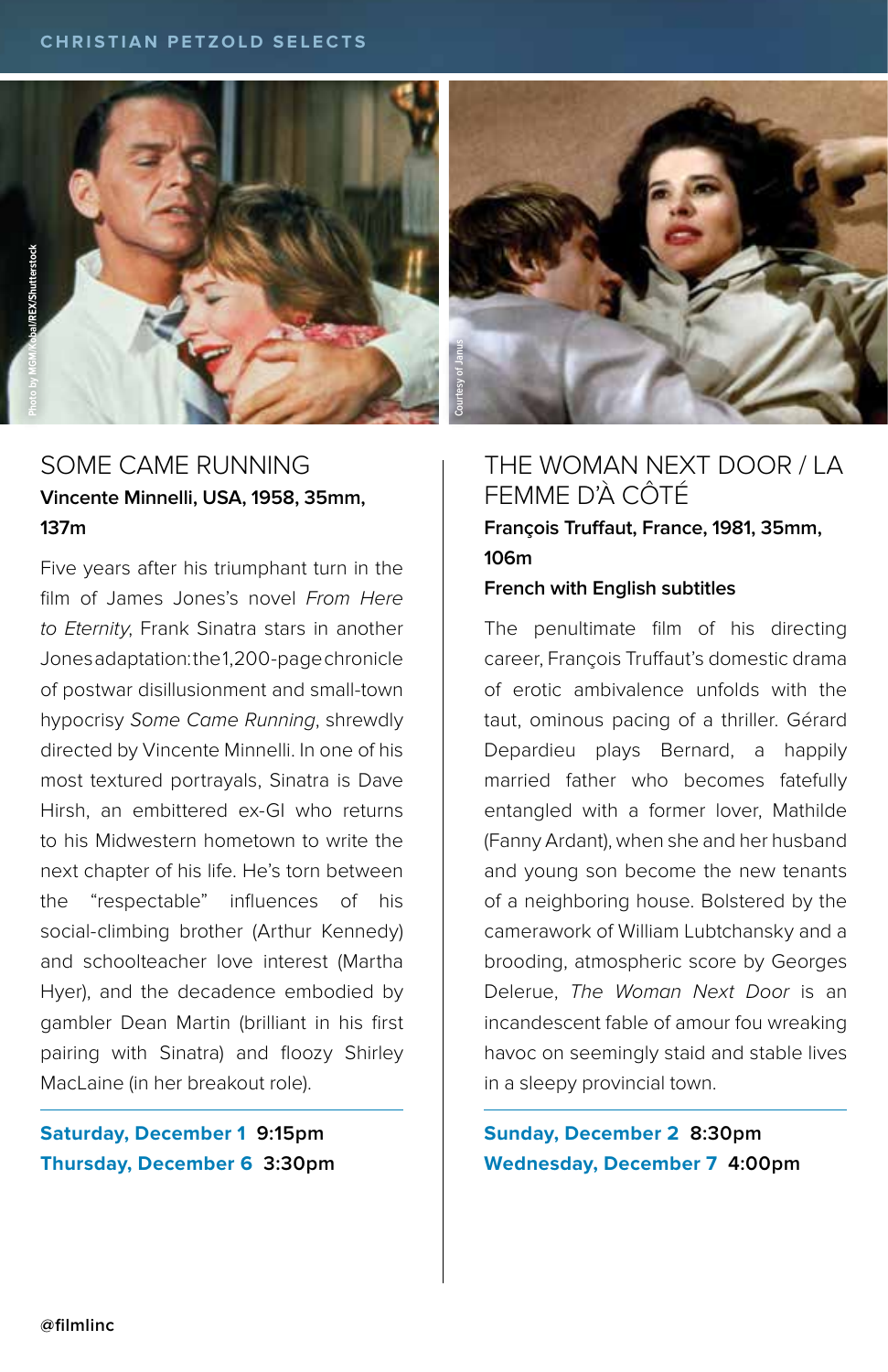## SOME CAME RUNNING

**Vincente Minnelli, USA, 1958, 35mm, 137m**

Five years after his triumphant turn in the film of James Jones's novel *From Here to Eternity*, Frank Sinatra stars in another Jones adaptation: the 1,200-page chronicle of postwar disillusionment and small-town hypocrisy *Some Came Running*, shrewdly directed by Vincente Minnelli. In one of his most textured portrayals, Sinatra is Dave Hirsh, an embittered ex-GI who returns to his Midwestern hometown to write the next chapter of his life. He's torn between the "respectable" influences of his social-climbing brother (Arthur Kennedy) and schoolteacher love interest (Martha Hyer), and the decadence embodied by gambler Dean Martin (brilliant in his first pairing with Sinatra) and floozy Shirley MacLaine (in her breakout role).

**Saturday, December 1 9:15pm**
**Thursday, December 6 3:30pm**

## THE WOMAN NEXT DOOR / LA FEMME D'À CÔTÉ

**François Truffaut, France, 1981, 35mm, 106m**
**French with English subtitles**

The penultimate film of his directing career, François Truffaut's domestic drama of erotic ambivalence unfolds with the taut, ominous pacing of a thriller. Gérard Depardieu plays Bernard, a happily married father who becomes fatefully entangled with a former lover, Mathilde (Fanny Ardant), when she and her husband and young son become the new tenants of a neighboring house. Bolstered by the camerawork of William Lubtchansky and a brooding, atmospheric score by Georges Delerue, *The Woman Next Door* is an incandescent fable of amour fou wreaking havoc on seemingly staid and stable lives in a sleepy provincial town.

**Sunday, December 2 8:30pm**
**Wednesday, December 7 4:00pm**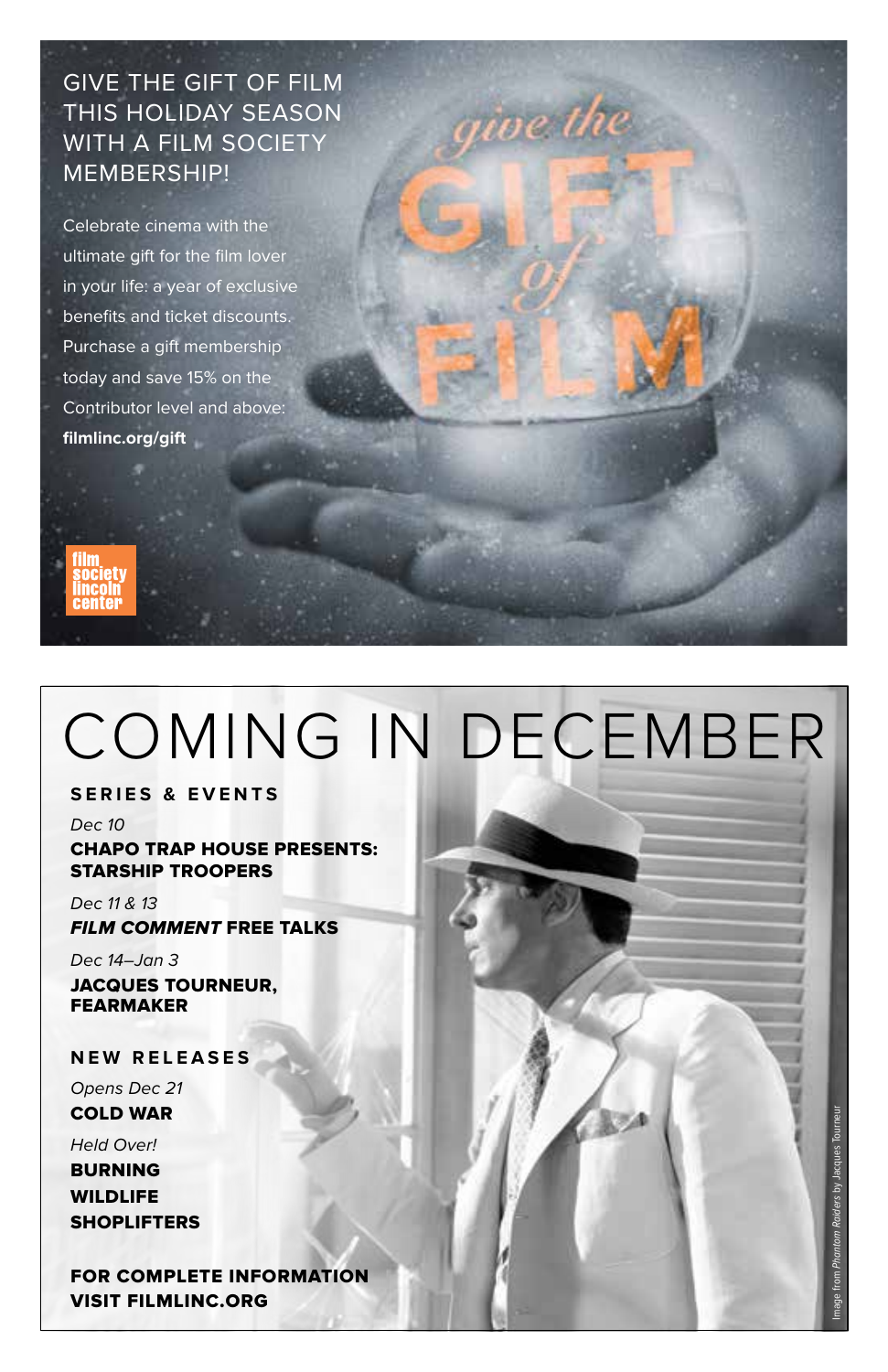## GIVE THE GIFT OF FILM THIS HOLIDAY SEASON WITH A FILM SOCIETY MEMBERSHIP!

Celebrate cinema with the ultimate gift for the film lover in your life: a year of exclusive benefits and ticket discounts. Purchase a gift membership today and save 15% on the Contributor level and above: **filmlinc.org/gift**

give the GIFT of FILM

film society lincoln center

# COMING IN DECEMBER

### SERIES & EVENTS

*Dec 10*
**CHAPO TRAP HOUSE PRESENTS: STARSHIP TROOPERS**

*Dec 11 & 13*
***FILM COMMENT* FREE TALKS**

*Dec 14–Jan 3*
**JACQUES TOURNEUR, FEARMAKER**

### NEW RELEASES

*Opens Dec 21*
**COLD WAR**

*Held Over!*
**BURNING**
**WILDLIFE**
**SHOPLIFTERS**

**FOR COMPLETE INFORMATION VISIT FILMLINC.ORG**

Image from *Phantom Raiders* by Jacques Tourneur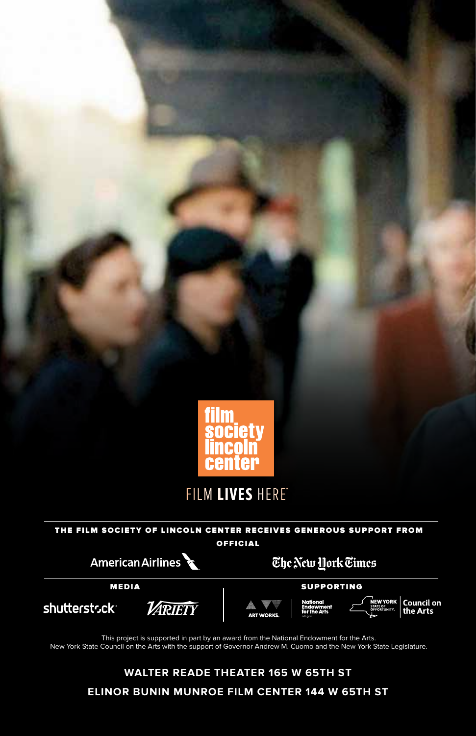film society lincoln center

FILM **LIVES** HERE™

---

**THE FILM SOCIETY OF LINCOLN CENTER RECEIVES GENEROUS SUPPORT FROM**

**OFFICIAL**

American Airlines

The New York Times

**MEDIA**

shutterstock

VARIETY

**SUPPORTING**

ART WORKS.

National Endowment for the Arts

NEW YORK STATE OF OPPORTUNITY. Council on the Arts

This project is supported in part by an award from the National Endowment for the Arts.
New York State Council on the Arts with the support of Governor Andrew M. Cuomo and the New York State Legislature.

**WALTER READE THEATER 165 W 65TH ST**

**ELINOR BUNIN MUNROE FILM CENTER 144 W 65TH ST**